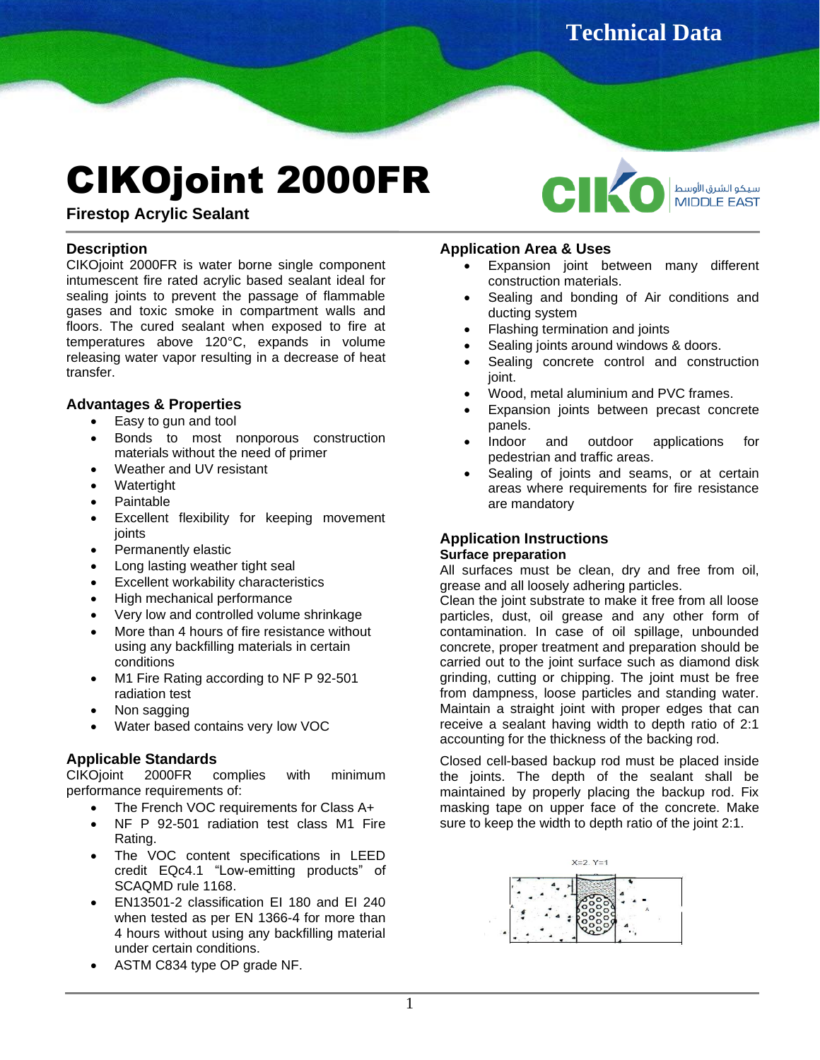# CIKOjoint 2000FR

**Firestop Acrylic Sealant**

## Description

CIKOjoint 2000FR is water borne single component intumescent fire rated acrylic based sealant ideal for sealing joints to prevent the passage of flammable gases and toxic smoke in compartment walls and floors. The cured sealant when exposed to fire at temperatures above 120°C, expands in volume releasing water vapor resulting in a decrease of heat transfer.

## Advantages & Properties

- Easy to gun and tool
- Bonds to most nonporous construction materials without the need of primer
- Weather and UV resistant
- Watertight
- Paintable
- Excellent flexibility for keeping movement joints
- Permanently elastic
- Long lasting weather tight seal
- Excellent workability characteristics
- High mechanical performance
- Very low and controlled volume shrinkage
- More than 4 hours of fire resistance without using any backfilling materials in certain conditions
- M1 Fire Rating according to NF P 92-501 radiation test
- Non sagging
- Water based contains very low VOC

## Applicable Standards

CIKOjoint 2000FR complies with minimum performance requirements of:

- The French VOC requirements for Class A+
- NF P 92-501 radiation test class M1 Fire Rating.
- The VOC content specifications in LEED credit EQc4.1 "Low-emitting products" of SCAQMD rule 1168.
- EN13501-2 classification EI 180 and EI 240 when tested as per EN 1366-4 for more than 4 hours without using any backfilling material under certain conditions.
- ASTM C834 type OP grade NF.

## Application Area & Uses

- Expansion joint between many different construction materials.
- Sealing and bonding of Air conditions and ducting system
- Flashing termination and joints
- Sealing joints around windows & doors.
- Sealing concrete control and construction joint.
- Wood, metal aluminium and PVC frames.
- Expansion joints between precast concrete panels.
- Indoor and outdoor applications for pedestrian and traffic areas.
- Sealing of joints and seams, or at certain areas where requirements for fire resistance are mandatory

## Application Instructions

### Surface preparation

All surfaces must be clean, dry and free from oil, grease and all loosely adhering particles.

Clean the joint substrate to make it free from all loose particles, dust, oil grease and any other form of contamination. In case of oil spillage, unbounded concrete, proper treatment and preparation should be carried out to the joint surface such as diamond disk grinding, cutting or chipping. The joint must be free from dampness, loose particles and standing water. Maintain a straight joint with proper edges that can receive a sealant having width to depth ratio of 2:1 accounting for the thickness of the backing rod.

Closed cell-based backup rod must be placed inside the joints. The depth of the sealant shall be maintained by properly placing the backup rod. Fix masking tape on upper face of the concrete. Make sure to keep the width to depth ratio of the joint 2:1.

X=2, Y=1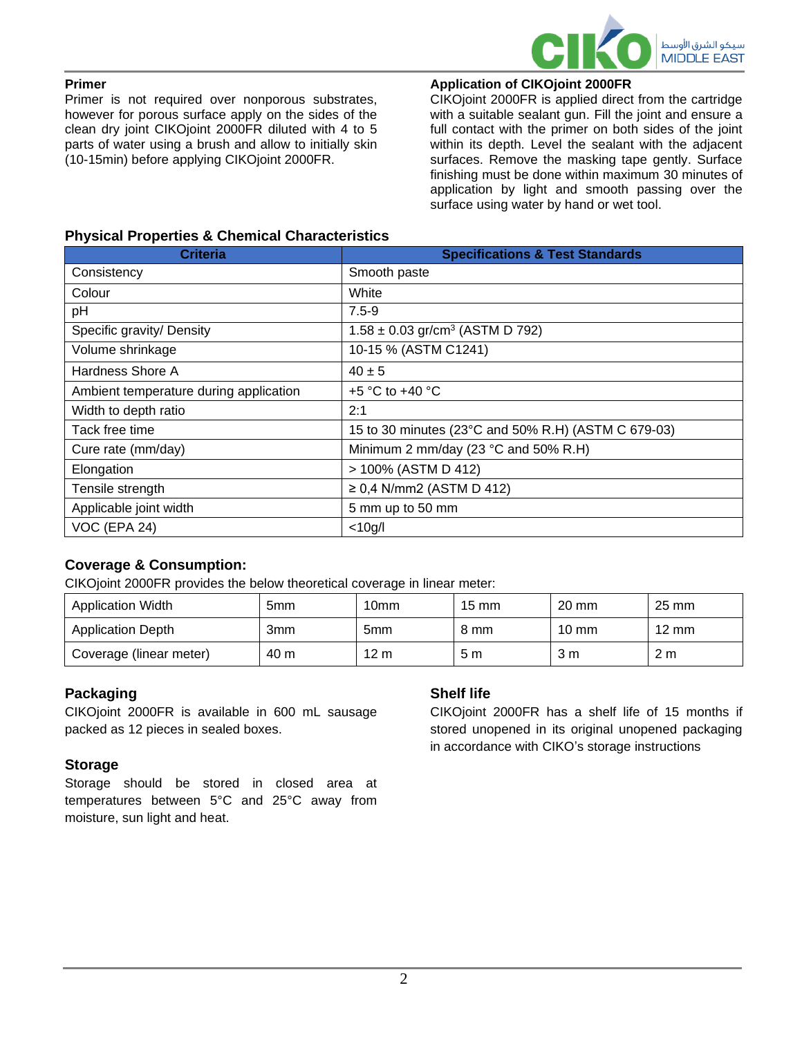## Primer

Primer is not required over nonporous substrates, however for porous surface apply on the sides of the clean dry joint CIKOjoint 2000FR diluted with 4 to 5 parts of water using a brush and allow to initially skin (10-15min) before applying CIKOjoint 2000FR.

## Application of CIKOjoint 2000FR

CIKOjoint 2000FR is applied direct from the cartridge with a suitable sealant gun. Fill the joint and ensure a full contact with the primer on both sides of the joint within its depth. Level the sealant with the adjacent surfaces. Remove the masking tape gently. Surface finishing must be done within maximum 30 minutes of application by light and smooth passing over the surface using water by hand or wet tool.

## Physical Properties & Chemical Characteristics

| Criteria | Specifications & Test Standards |
|---|---|
| Consistency | Smooth paste |
| Colour | White |
| pH | 7.5-9 |
| Specific gravity/ Density | 1.58 ± 0.03 gr/cm$^3$ (ASTM D 792) |
| Volume shrinkage | 10-15 % (ASTM C1241) |
| Hardness Shore A | 40 ± 5 |
| Ambient temperature during application | +5 °C to +40 °C |
| Width to depth ratio | 2:1 |
| Tack free time | 15 to 30 minutes (23°C and 50% R.H) (ASTM C 679-03) |
| Cure rate (mm/day) | Minimum 2 mm/day (23 °C and 50% R.H) |
| Elongation | > 100% (ASTM D 412) |
| Tensile strength | ≥ 0,4 N/mm2 (ASTM D 412) |
| Applicable joint width | 5 mm up to 50 mm |
| VOC (EPA 24) | <10g/l |

## Coverage & Consumption:

CIKOjoint 2000FR provides the below theoretical coverage in linear meter:

| Application Width | 5mm | 10mm | 15 mm | 20 mm | 25 mm |
|---|---|---|---|---|---|
| Application Depth | 3mm | 5mm | 8 mm | 10 mm | 12 mm |
| Coverage (linear meter) | 40 m | 12 m | 5 m | 3 m | 2 m |

## Packaging

CIKOjoint 2000FR is available in 600 mL sausage packed as 12 pieces in sealed boxes.

## Storage

Storage should be stored in closed area at temperatures between 5°C and 25°C away from moisture, sun light and heat.

## Shelf life

CIKOjoint 2000FR has a shelf life of 15 months if stored unopened in its original unopened packaging in accordance with CIKO's storage instructions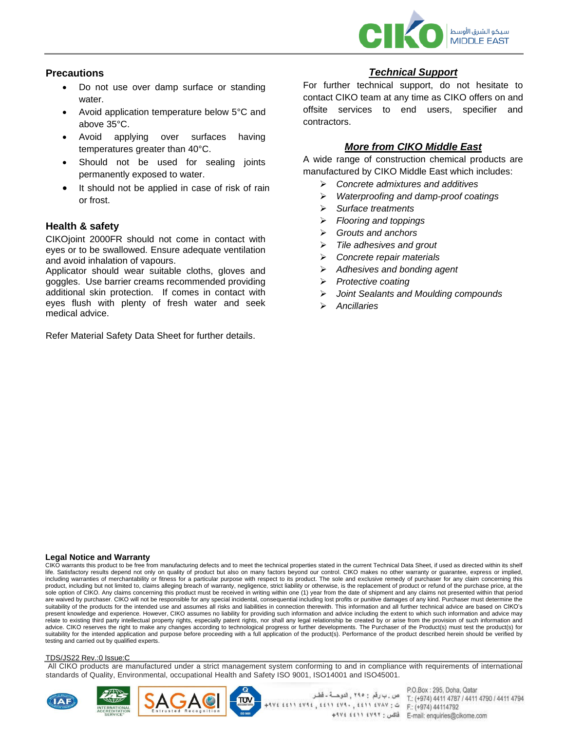## Precautions

- Do not use over damp surface or standing water.
- Avoid application temperature below 5°C and above 35°C.
- Avoid applying over surfaces having temperatures greater than 40°C.
- Should not be used for sealing joints permanently exposed to water.
- It should not be applied in case of risk of rain or frost.

## Health & safety

CIKOjoint 2000FR should not come in contact with eyes or to be swallowed. Ensure adequate ventilation and avoid inhalation of vapours.
Applicator should wear suitable cloths, gloves and goggles. Use barrier creams recommended providing additional skin protection. If comes in contact with eyes flush with plenty of fresh water and seek medical advice.

Refer Material Safety Data Sheet for further details.

## ***Technical Support***

For further technical support, do not hesitate to contact CIKO team at any time as CIKO offers on and offsite services to end users, specifier and contractors.

## ***More from CIKO Middle East***

A wide range of construction chemical products are manufactured by CIKO Middle East which includes:

- *Concrete admixtures and additives*
- *Waterproofing and damp-proof coatings*
- *Surface treatments*
- *Flooring and toppings*
- *Grouts and anchors*
- *Tile adhesives and grout*
- *Concrete repair materials*
- *Adhesives and bonding agent*
- *Protective coating*
- *Joint Sealants and Moulding compounds*
- *Ancillaries*

**Legal Notice and Warranty**

CIKO warrants this product to be free from manufacturing defects and to meet the technical properties stated in the current Technical Data Sheet, if used as directed within its shelf life. Satisfactory results depend not only on quality of product but also on many factors beyond our control. CIKO makes no other warranty or guarantee, express or implied, including warranties of merchantability or fitness for a particular purpose with respect to its product. The sole and exclusive remedy of purchaser for any claim concerning this product, including but not limited to, claims alleging breach of warranty, negligence, strict liability or otherwise, is the replacement of product or refund of the purchase price, at the sole option of CIKO. Any claims concerning this product must be received in writing within one (1) year from the date of shipment and any claims not presented within that period are waived by purchaser. CIKO will not be responsible for any special incidental, consequential including lost profits or punitive damages of any kind. Purchaser must determine the suitability of the products for the intended use and assumes all risks and liabilities in connection therewith. This information and all further technical advice are based on CIKO's present knowledge and experience. However, CIKO assumes no liability for providing such information and advice including the extent to which such information and advice may relate to existing third party intellectual property rights, especially patent rights, nor shall any legal relationship be created by or arise from the provision of such information and advice. CIKO reserves the right to make any changes according to technological progress or further developments. The Purchaser of the Product(s) must test the product(s) for suitability for the intended application and purpose before proceeding with a full application of the product(s). Performance of the product described herein should be verified by testing and carried out by qualified experts.

TDS/JS22 Rev.:0 Issue:C

All CIKO products are manufactured under a strict management system conforming to and in compliance with requirements of international standards of Quality, Environmental, occupational Health and Safety ISO 9001, ISO14001 and ISO45001.

ص . ب رقم : ٢٩٥ , الدوحــة - قطـر
ت : ٤٤١١٤٧٨٧ , ٤٤١١٤٧٩٠ , ٤٤١١٤٧٩٤ +٩٧٤
فاكس : ٤٤١١٤٧٩٢ +٩٧٤

P.O.Box : 295, Doha, Qatar
T.: (+974) 4411 4787 / 4411 4790 / 4411 4794
F.: (+974) 44114792
E-mail: enquiries@cikome.com